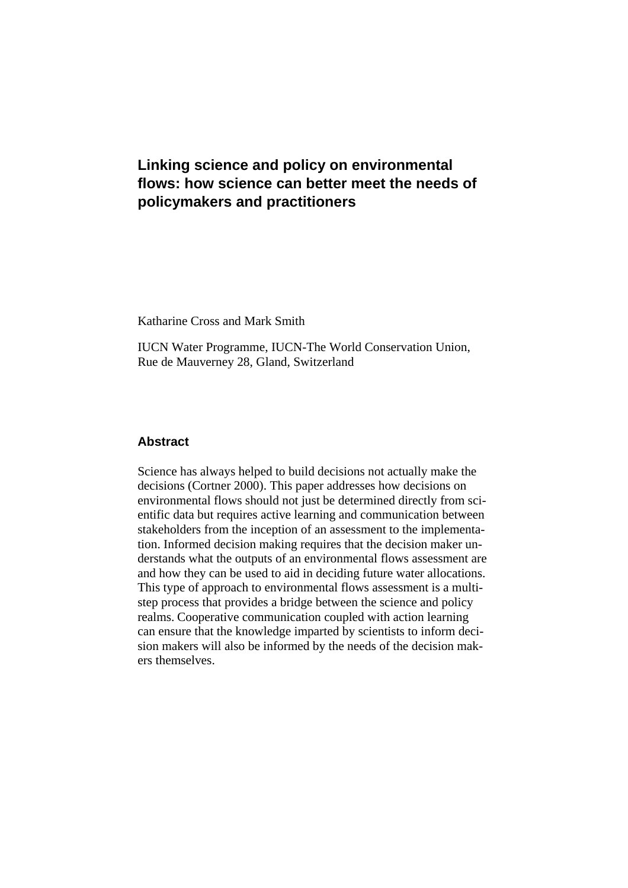# Linking science and policy on environmental flows: how science can better meet the needs of policymakers and practitioners

Katharine Cross and Mark Smith

IUCN Water Programme, IUCN-The World Conservation Union, Rue de Mauverney 28, Gland, Switzerland

## Abstract

Science has always helped to build decisions not actually make the decisions (Cortner 2000). This paper addresses how decisions on environmental flows should not just be determined directly from scientific data but requires active learning and communication between stakeholders from the inception of an assessment to the implementation. Informed decision making requires that the decision maker understands what the outputs of an environmental flows assessment are and how they can be used to aid in deciding future water allocations. This type of approach to environmental flows assessment is a multi-step process that provides a bridge between the science and policy realms. Cooperative communication coupled with action learning can ensure that the knowledge imparted by scientists to inform decision makers will also be informed by the needs of the decision makers themselves.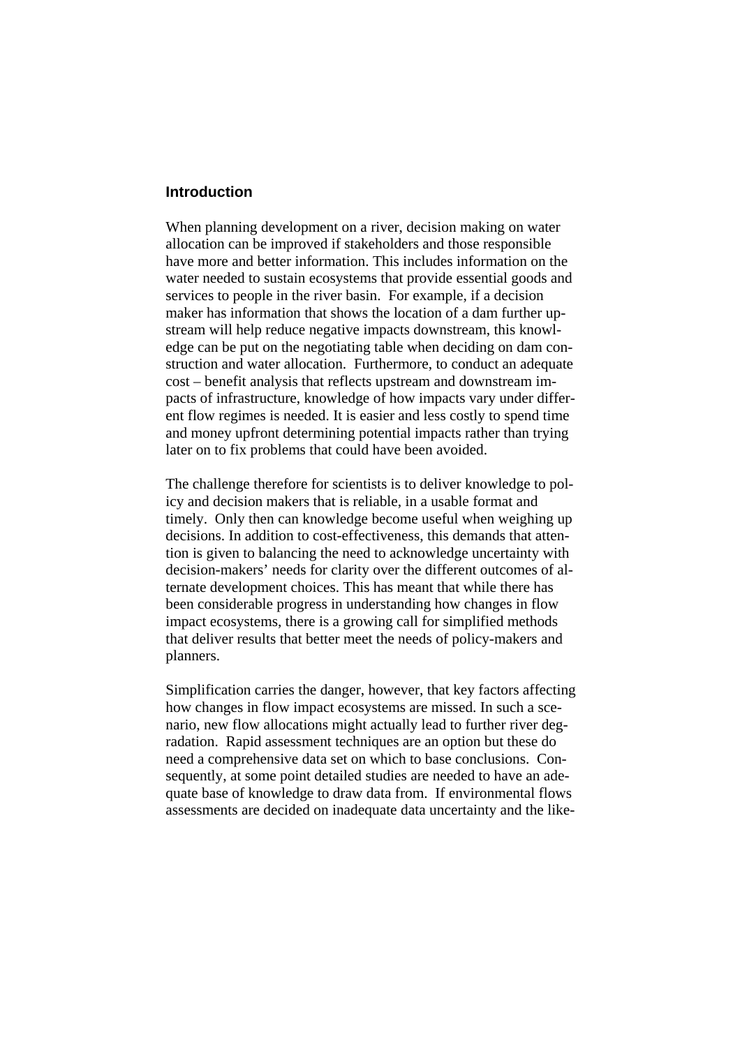## Introduction

When planning development on a river, decision making on water allocation can be improved if stakeholders and those responsible have more and better information. This includes information on the water needed to sustain ecosystems that provide essential goods and services to people in the river basin. For example, if a decision maker has information that shows the location of a dam further upstream will help reduce negative impacts downstream, this knowledge can be put on the negotiating table when deciding on dam construction and water allocation. Furthermore, to conduct an adequate cost – benefit analysis that reflects upstream and downstream impacts of infrastructure, knowledge of how impacts vary under different flow regimes is needed. It is easier and less costly to spend time and money upfront determining potential impacts rather than trying later on to fix problems that could have been avoided.

The challenge therefore for scientists is to deliver knowledge to policy and decision makers that is reliable, in a usable format and timely. Only then can knowledge become useful when weighing up decisions. In addition to cost-effectiveness, this demands that attention is given to balancing the need to acknowledge uncertainty with decision-makers' needs for clarity over the different outcomes of alternate development choices. This has meant that while there has been considerable progress in understanding how changes in flow impact ecosystems, there is a growing call for simplified methods that deliver results that better meet the needs of policy-makers and planners.

Simplification carries the danger, however, that key factors affecting how changes in flow impact ecosystems are missed. In such a scenario, new flow allocations might actually lead to further river degradation. Rapid assessment techniques are an option but these do need a comprehensive data set on which to base conclusions. Consequently, at some point detailed studies are needed to have an adequate base of knowledge to draw data from. If environmental flows assessments are decided on inadequate data uncertainty and the like-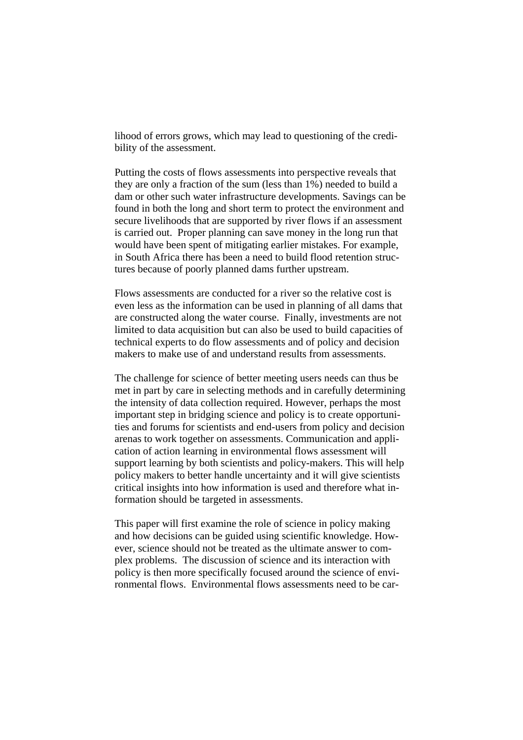lihood of errors grows, which may lead to questioning of the credibility of the assessment.

Putting the costs of flows assessments into perspective reveals that they are only a fraction of the sum (less than 1%) needed to build a dam or other such water infrastructure developments. Savings can be found in both the long and short term to protect the environment and secure livelihoods that are supported by river flows if an assessment is carried out. Proper planning can save money in the long run that would have been spent of mitigating earlier mistakes. For example, in South Africa there has been a need to build flood retention structures because of poorly planned dams further upstream.

Flows assessments are conducted for a river so the relative cost is even less as the information can be used in planning of all dams that are constructed along the water course. Finally, investments are not limited to data acquisition but can also be used to build capacities of technical experts to do flow assessments and of policy and decision makers to make use of and understand results from assessments.

The challenge for science of better meeting users needs can thus be met in part by care in selecting methods and in carefully determining the intensity of data collection required. However, perhaps the most important step in bridging science and policy is to create opportunities and forums for scientists and end-users from policy and decision arenas to work together on assessments. Communication and application of action learning in environmental flows assessment will support learning by both scientists and policy-makers. This will help policy makers to better handle uncertainty and it will give scientists critical insights into how information is used and therefore what information should be targeted in assessments.

This paper will first examine the role of science in policy making and how decisions can be guided using scientific knowledge. However, science should not be treated as the ultimate answer to complex problems. The discussion of science and its interaction with policy is then more specifically focused around the science of environmental flows. Environmental flows assessments need to be car-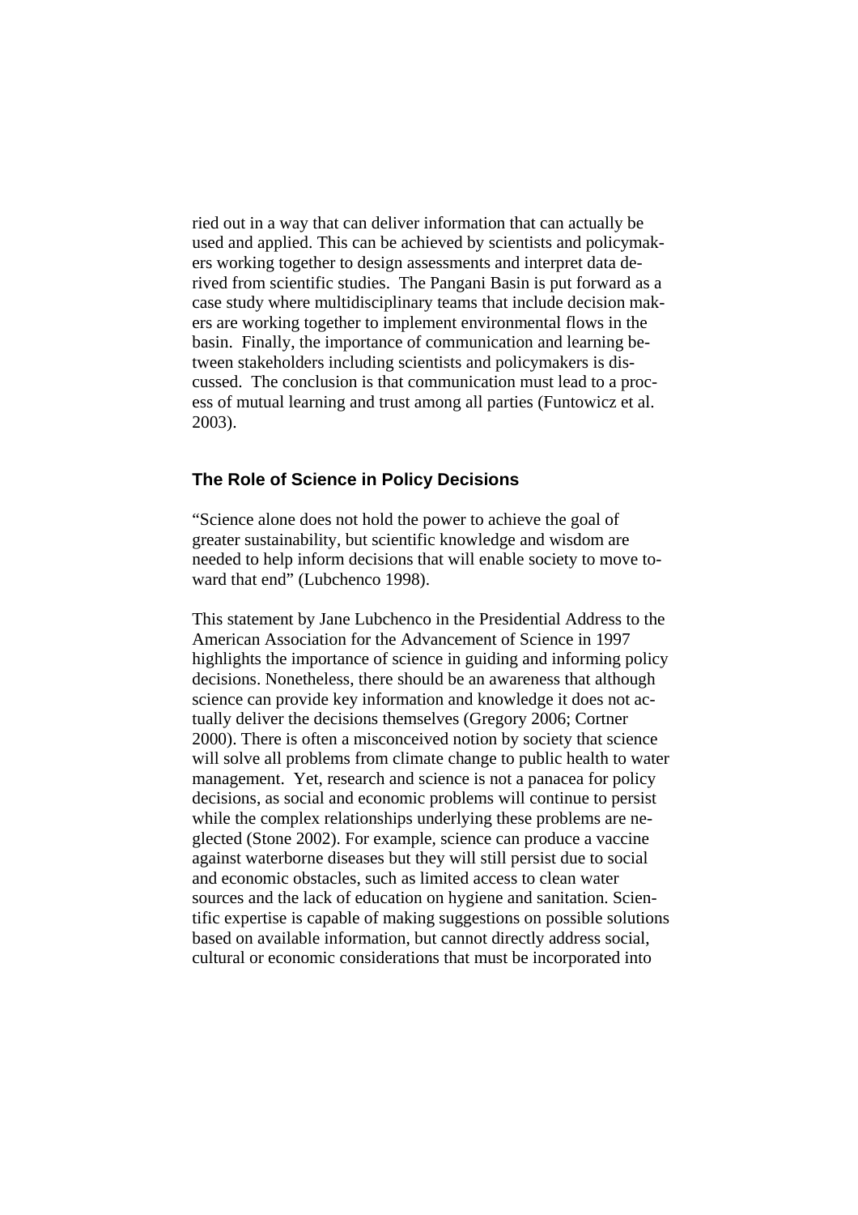ried out in a way that can deliver information that can actually be used and applied. This can be achieved by scientists and policymakers working together to design assessments and interpret data derived from scientific studies. The Pangani Basin is put forward as a case study where multidisciplinary teams that include decision makers are working together to implement environmental flows in the basin. Finally, the importance of communication and learning between stakeholders including scientists and policymakers is discussed. The conclusion is that communication must lead to a process of mutual learning and trust among all parties (Funtowicz et al. 2003).

## The Role of Science in Policy Decisions

"Science alone does not hold the power to achieve the goal of greater sustainability, but scientific knowledge and wisdom are needed to help inform decisions that will enable society to move toward that end" (Lubchenco 1998).

This statement by Jane Lubchenco in the Presidential Address to the American Association for the Advancement of Science in 1997 highlights the importance of science in guiding and informing policy decisions. Nonetheless, there should be an awareness that although science can provide key information and knowledge it does not actually deliver the decisions themselves (Gregory 2006; Cortner 2000). There is often a misconceived notion by society that science will solve all problems from climate change to public health to water management. Yet, research and science is not a panacea for policy decisions, as social and economic problems will continue to persist while the complex relationships underlying these problems are neglected (Stone 2002). For example, science can produce a vaccine against waterborne diseases but they will still persist due to social and economic obstacles, such as limited access to clean water sources and the lack of education on hygiene and sanitation. Scientific expertise is capable of making suggestions on possible solutions based on available information, but cannot directly address social, cultural or economic considerations that must be incorporated into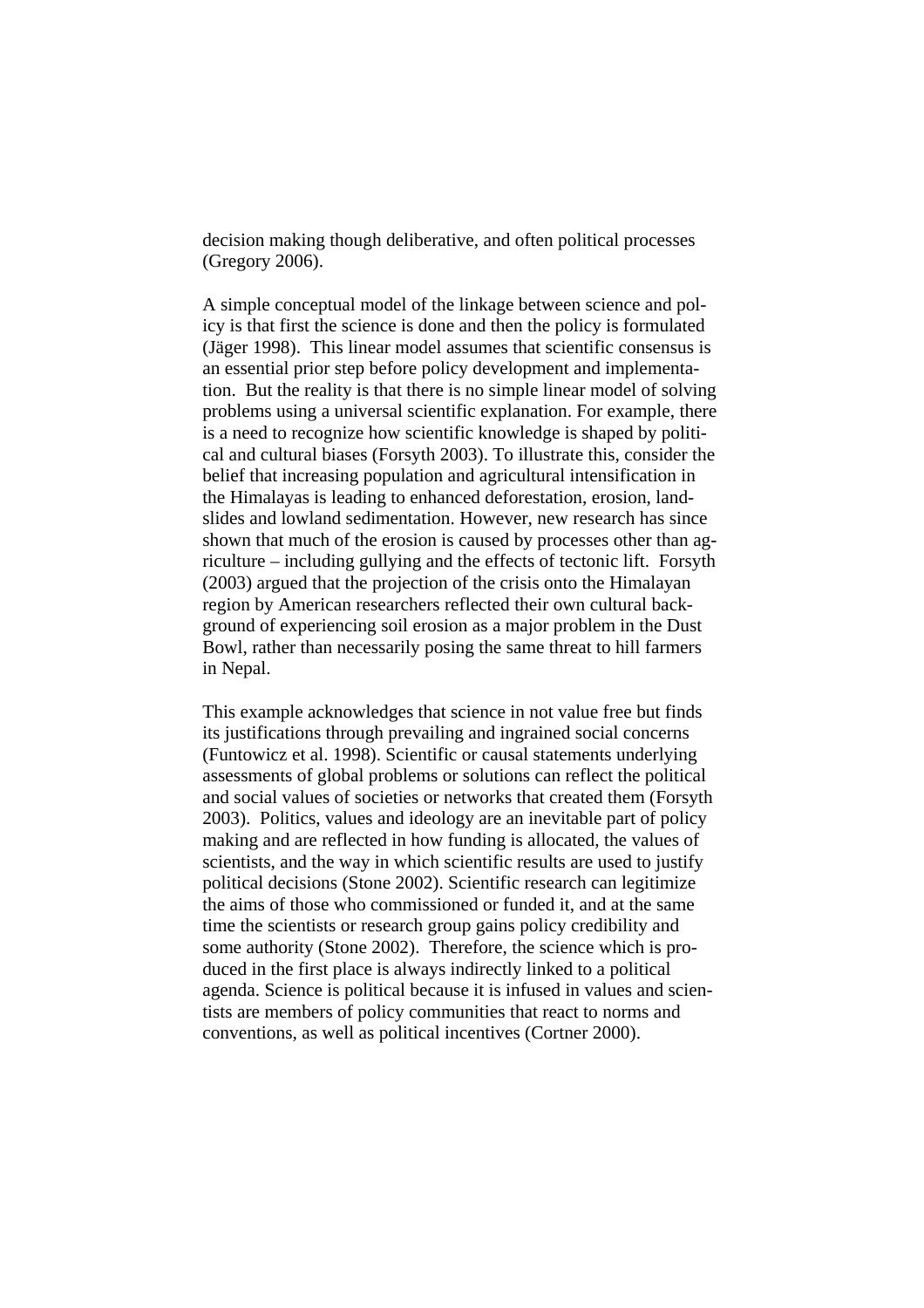decision making though deliberative, and often political processes (Gregory 2006).

A simple conceptual model of the linkage between science and policy is that first the science is done and then the policy is formulated (Jäger 1998). This linear model assumes that scientific consensus is an essential prior step before policy development and implementation. But the reality is that there is no simple linear model of solving problems using a universal scientific explanation. For example, there is a need to recognize how scientific knowledge is shaped by political and cultural biases (Forsyth 2003). To illustrate this, consider the belief that increasing population and agricultural intensification in the Himalayas is leading to enhanced deforestation, erosion, landslides and lowland sedimentation. However, new research has since shown that much of the erosion is caused by processes other than agriculture – including gullying and the effects of tectonic lift. Forsyth (2003) argued that the projection of the crisis onto the Himalayan region by American researchers reflected their own cultural background of experiencing soil erosion as a major problem in the Dust Bowl, rather than necessarily posing the same threat to hill farmers in Nepal.

This example acknowledges that science in not value free but finds its justifications through prevailing and ingrained social concerns (Funtowicz et al. 1998). Scientific or causal statements underlying assessments of global problems or solutions can reflect the political and social values of societies or networks that created them (Forsyth 2003). Politics, values and ideology are an inevitable part of policy making and are reflected in how funding is allocated, the values of scientists, and the way in which scientific results are used to justify political decisions (Stone 2002). Scientific research can legitimize the aims of those who commissioned or funded it, and at the same time the scientists or research group gains policy credibility and some authority (Stone 2002). Therefore, the science which is produced in the first place is always indirectly linked to a political agenda. Science is political because it is infused in values and scientists are members of policy communities that react to norms and conventions, as well as political incentives (Cortner 2000).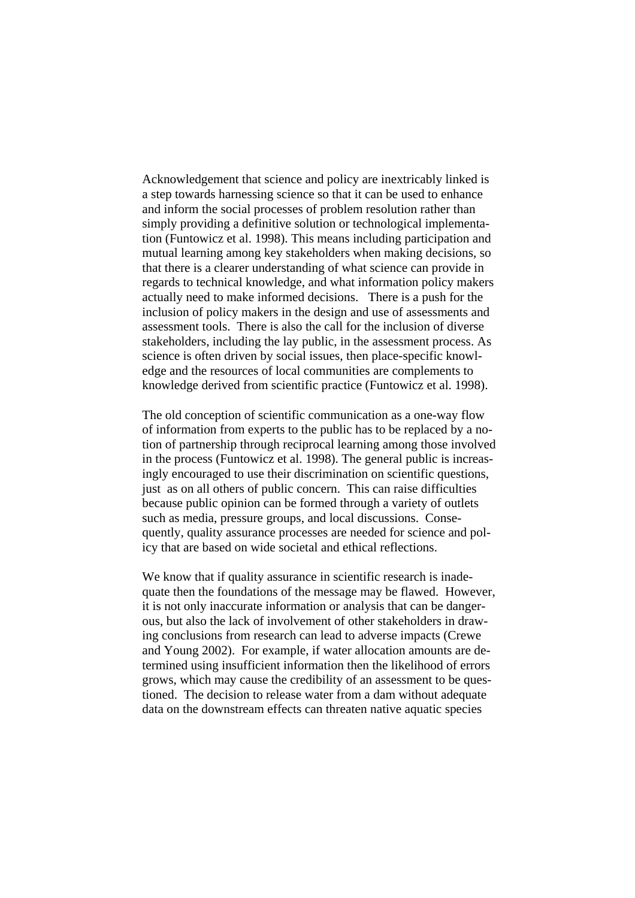Acknowledgement that science and policy are inextricably linked is a step towards harnessing science so that it can be used to enhance and inform the social processes of problem resolution rather than simply providing a definitive solution or technological implementation (Funtowicz et al. 1998). This means including participation and mutual learning among key stakeholders when making decisions, so that there is a clearer understanding of what science can provide in regards to technical knowledge, and what information policy makers actually need to make informed decisions. There is a push for the inclusion of policy makers in the design and use of assessments and assessment tools. There is also the call for the inclusion of diverse stakeholders, including the lay public, in the assessment process. As science is often driven by social issues, then place-specific knowledge and the resources of local communities are complements to knowledge derived from scientific practice (Funtowicz et al. 1998).

The old conception of scientific communication as a one-way flow of information from experts to the public has to be replaced by a notion of partnership through reciprocal learning among those involved in the process (Funtowicz et al. 1998). The general public is increasingly encouraged to use their discrimination on scientific questions, just as on all others of public concern. This can raise difficulties because public opinion can be formed through a variety of outlets such as media, pressure groups, and local discussions. Consequently, quality assurance processes are needed for science and policy that are based on wide societal and ethical reflections.

We know that if quality assurance in scientific research is inadequate then the foundations of the message may be flawed. However, it is not only inaccurate information or analysis that can be dangerous, but also the lack of involvement of other stakeholders in drawing conclusions from research can lead to adverse impacts (Crewe and Young 2002). For example, if water allocation amounts are determined using insufficient information then the likelihood of errors grows, which may cause the credibility of an assessment to be questioned. The decision to release water from a dam without adequate data on the downstream effects can threaten native aquatic species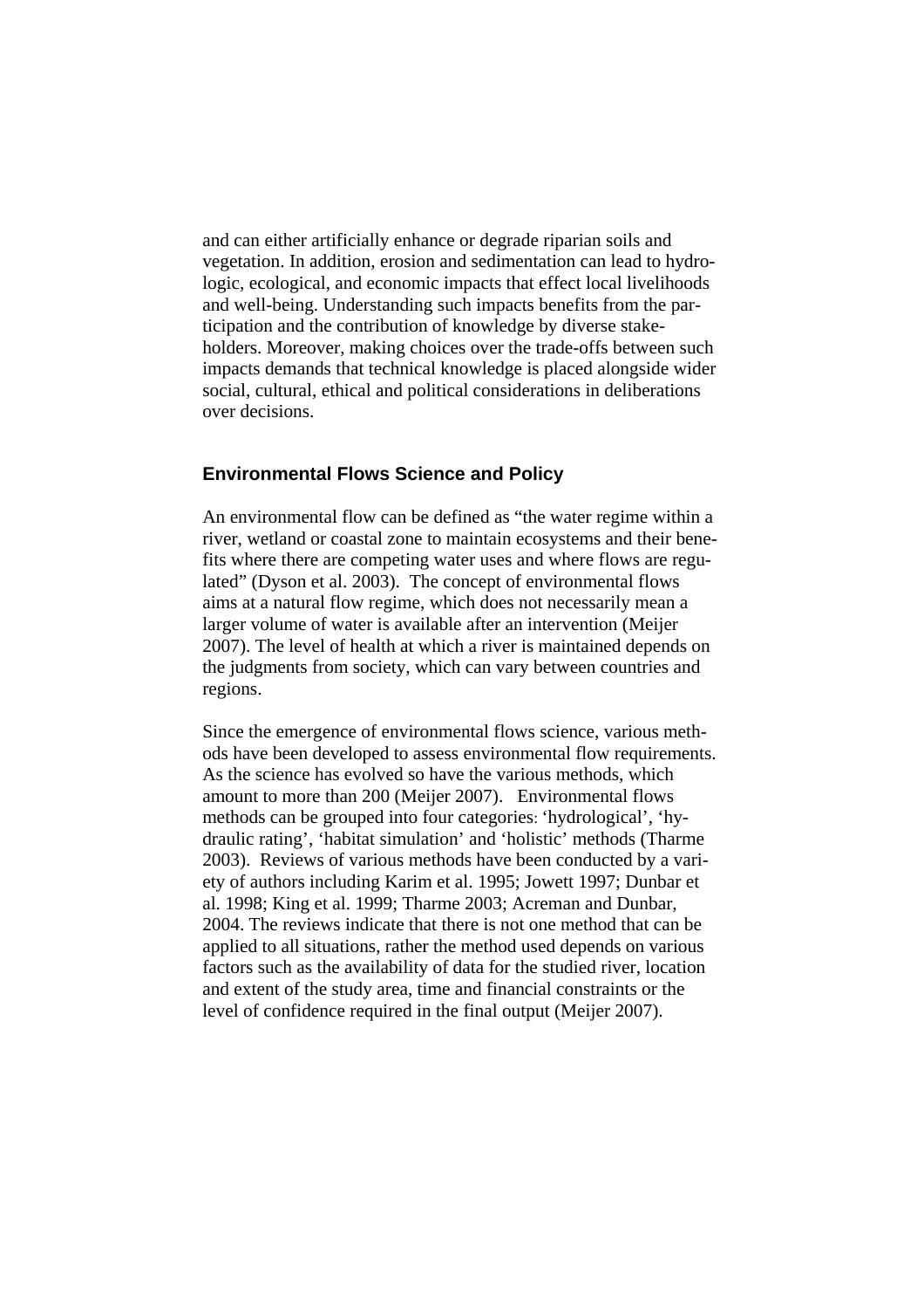and can either artificially enhance or degrade riparian soils and vegetation. In addition, erosion and sedimentation can lead to hydrologic, ecological, and economic impacts that effect local livelihoods and well-being. Understanding such impacts benefits from the participation and the contribution of knowledge by diverse stakeholders. Moreover, making choices over the trade-offs between such impacts demands that technical knowledge is placed alongside wider social, cultural, ethical and political considerations in deliberations over decisions.

## Environmental Flows Science and Policy

An environmental flow can be defined as "the water regime within a river, wetland or coastal zone to maintain ecosystems and their benefits where there are competing water uses and where flows are regulated" (Dyson et al. 2003). The concept of environmental flows aims at a natural flow regime, which does not necessarily mean a larger volume of water is available after an intervention (Meijer 2007). The level of health at which a river is maintained depends on the judgments from society, which can vary between countries and regions.

Since the emergence of environmental flows science, various methods have been developed to assess environmental flow requirements. As the science has evolved so have the various methods, which amount to more than 200 (Meijer 2007). Environmental flows methods can be grouped into four categories: 'hydrological', 'hydraulic rating', 'habitat simulation' and 'holistic' methods (Tharme 2003). Reviews of various methods have been conducted by a variety of authors including Karim et al. 1995; Jowett 1997; Dunbar et al. 1998; King et al. 1999; Tharme 2003; Acreman and Dunbar, 2004. The reviews indicate that there is not one method that can be applied to all situations, rather the method used depends on various factors such as the availability of data for the studied river, location and extent of the study area, time and financial constraints or the level of confidence required in the final output (Meijer 2007).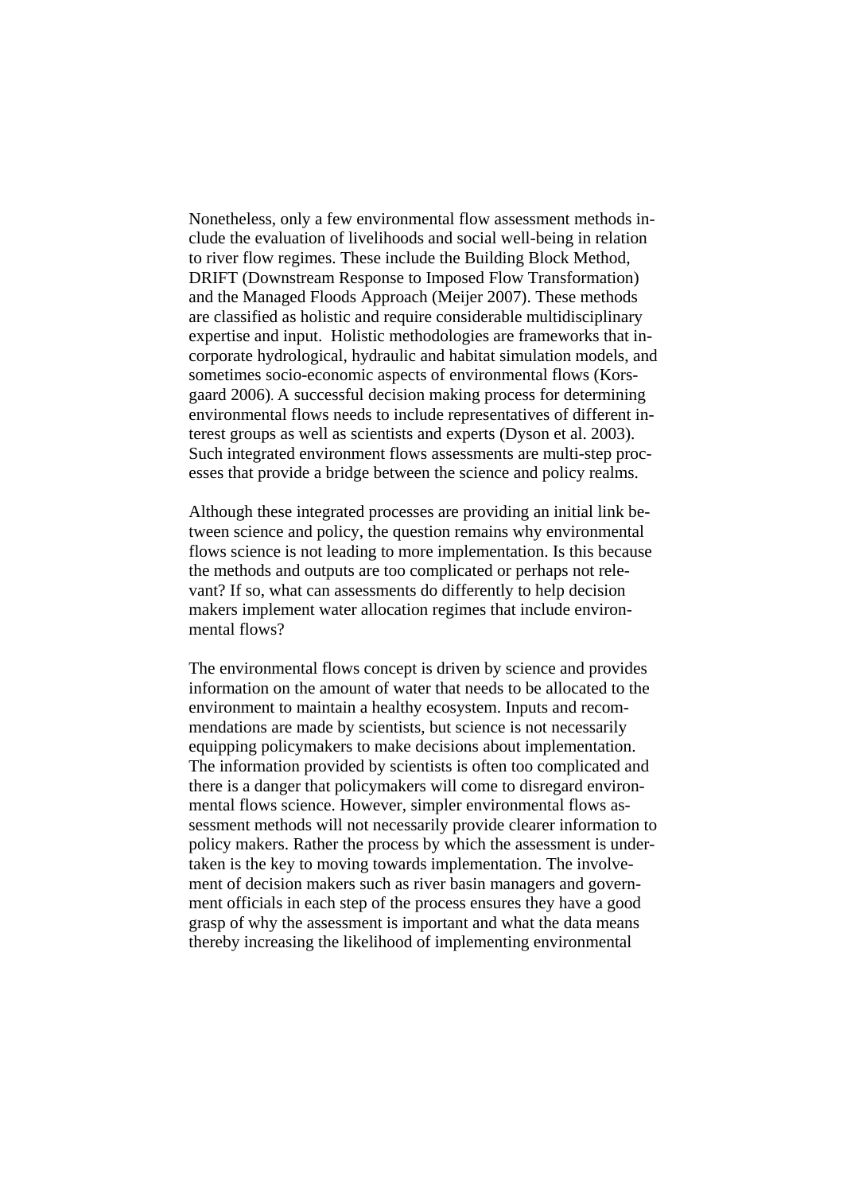Nonetheless, only a few environmental flow assessment methods include the evaluation of livelihoods and social well-being in relation to river flow regimes. These include the Building Block Method, DRIFT (Downstream Response to Imposed Flow Transformation) and the Managed Floods Approach (Meijer 2007). These methods are classified as holistic and require considerable multidisciplinary expertise and input. Holistic methodologies are frameworks that incorporate hydrological, hydraulic and habitat simulation models, and sometimes socio-economic aspects of environmental flows (Korsgaard 2006). A successful decision making process for determining environmental flows needs to include representatives of different interest groups as well as scientists and experts (Dyson et al. 2003). Such integrated environment flows assessments are multi-step processes that provide a bridge between the science and policy realms.

Although these integrated processes are providing an initial link between science and policy, the question remains why environmental flows science is not leading to more implementation. Is this because the methods and outputs are too complicated or perhaps not relevant? If so, what can assessments do differently to help decision makers implement water allocation regimes that include environmental flows?

The environmental flows concept is driven by science and provides information on the amount of water that needs to be allocated to the environment to maintain a healthy ecosystem. Inputs and recommendations are made by scientists, but science is not necessarily equipping policymakers to make decisions about implementation. The information provided by scientists is often too complicated and there is a danger that policymakers will come to disregard environmental flows science. However, simpler environmental flows assessment methods will not necessarily provide clearer information to policy makers. Rather the process by which the assessment is undertaken is the key to moving towards implementation. The involvement of decision makers such as river basin managers and government officials in each step of the process ensures they have a good grasp of why the assessment is important and what the data means thereby increasing the likelihood of implementing environmental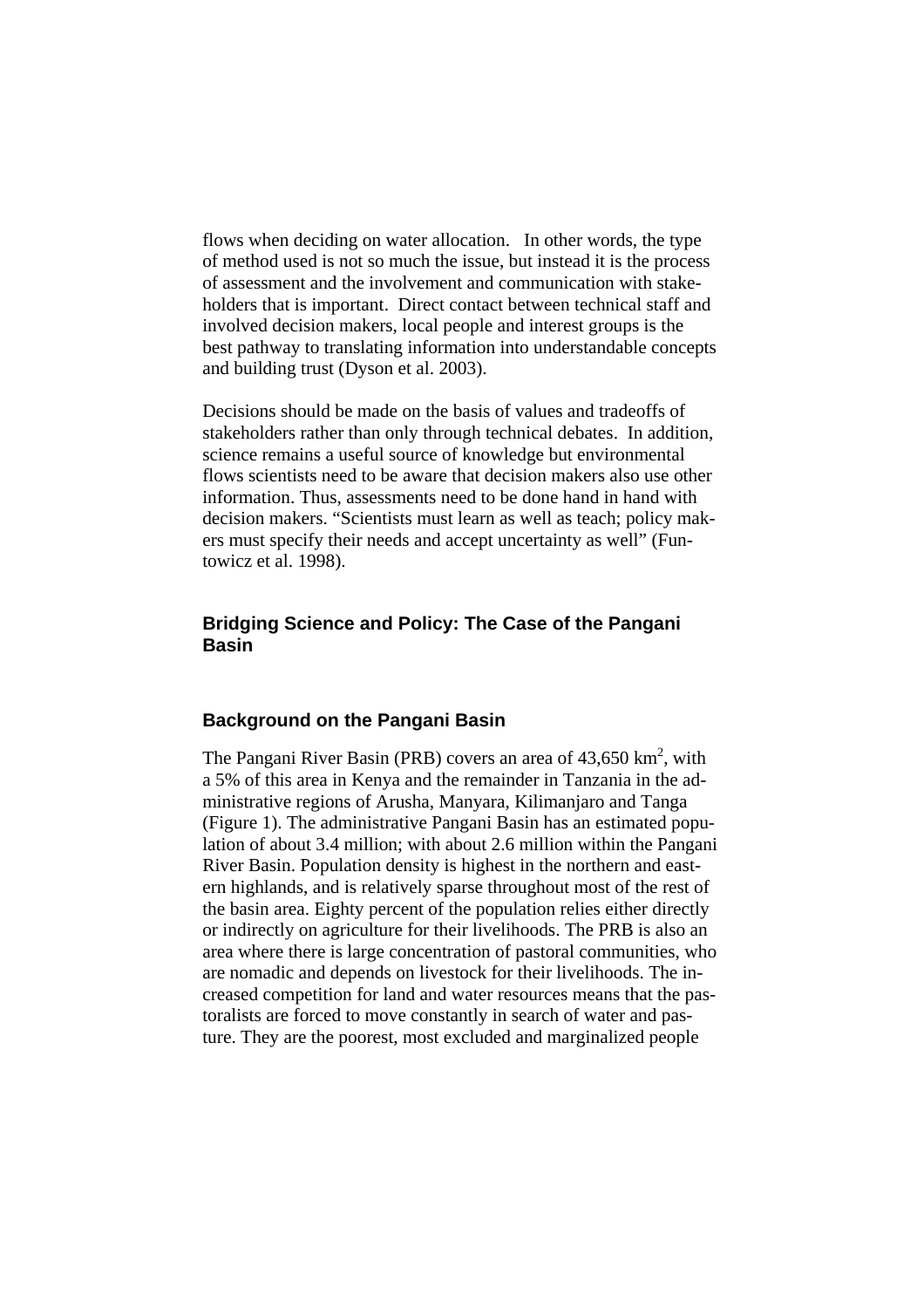flows when deciding on water allocation. In other words, the type of method used is not so much the issue, but instead it is the process of assessment and the involvement and communication with stakeholders that is important. Direct contact between technical staff and involved decision makers, local people and interest groups is the best pathway to translating information into understandable concepts and building trust (Dyson et al. 2003).

Decisions should be made on the basis of values and tradeoffs of stakeholders rather than only through technical debates. In addition, science remains a useful source of knowledge but environmental flows scientists need to be aware that decision makers also use other information. Thus, assessments need to be done hand in hand with decision makers. "Scientists must learn as well as teach; policy makers must specify their needs and accept uncertainty as well" (Funtowicz et al. 1998).

## Bridging Science and Policy: The Case of the Pangani Basin

### Background on the Pangani Basin

The Pangani River Basin (PRB) covers an area of 43,650 km$^2$, with a 5% of this area in Kenya and the remainder in Tanzania in the administrative regions of Arusha, Manyara, Kilimanjaro and Tanga (Figure 1). The administrative Pangani Basin has an estimated population of about 3.4 million; with about 2.6 million within the Pangani River Basin. Population density is highest in the northern and eastern highlands, and is relatively sparse throughout most of the rest of the basin area. Eighty percent of the population relies either directly or indirectly on agriculture for their livelihoods. The PRB is also an area where there is large concentration of pastoral communities, who are nomadic and depends on livestock for their livelihoods. The increased competition for land and water resources means that the pastoralists are forced to move constantly in search of water and pasture. They are the poorest, most excluded and marginalized people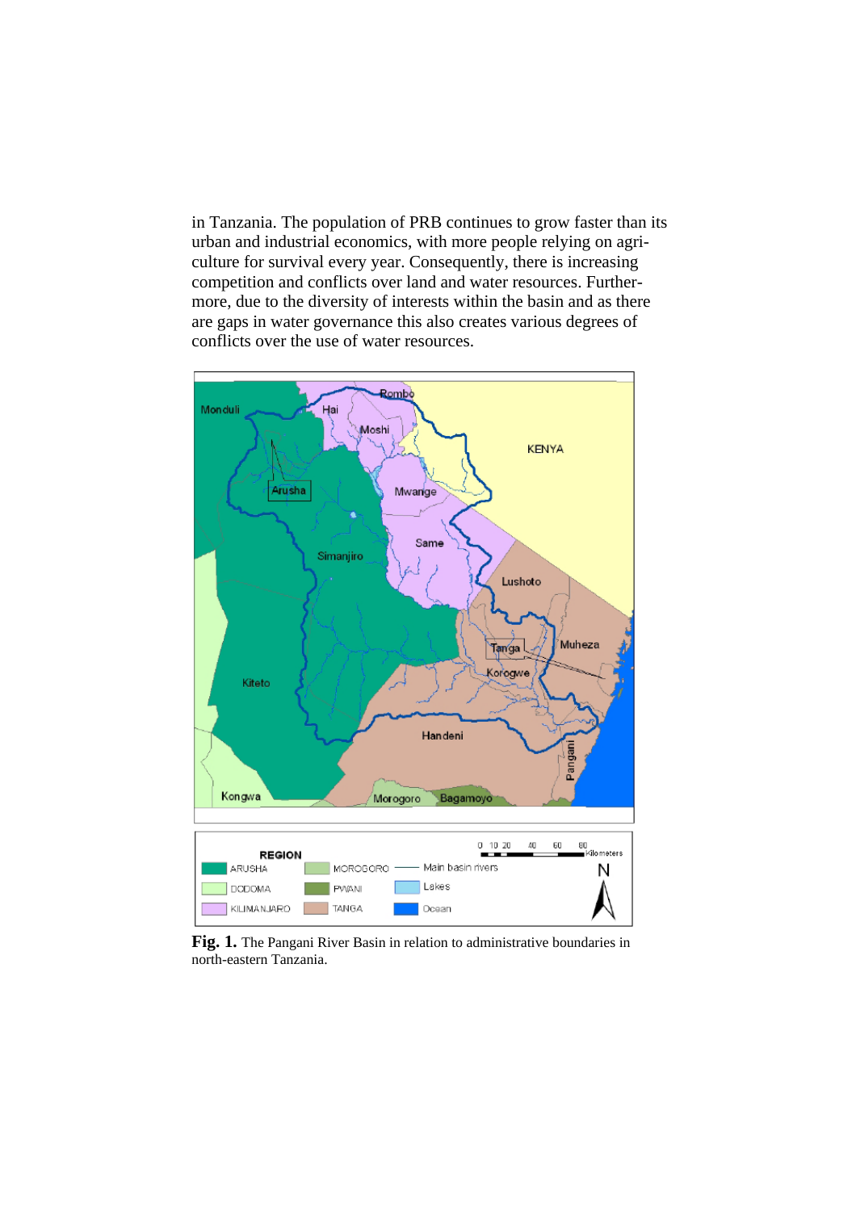in Tanzania. The population of PRB continues to grow faster than its urban and industrial economics, with more people relying on agriculture for survival every year. Consequently, there is increasing competition and conflicts over land and water resources. Furthermore, due to the diversity of interests within the basin and as there are gaps in water governance this also creates various degrees of conflicts over the use of water resources.

**Fig. 1.** The Pangani River Basin in relation to administrative boundaries in north-eastern Tanzania.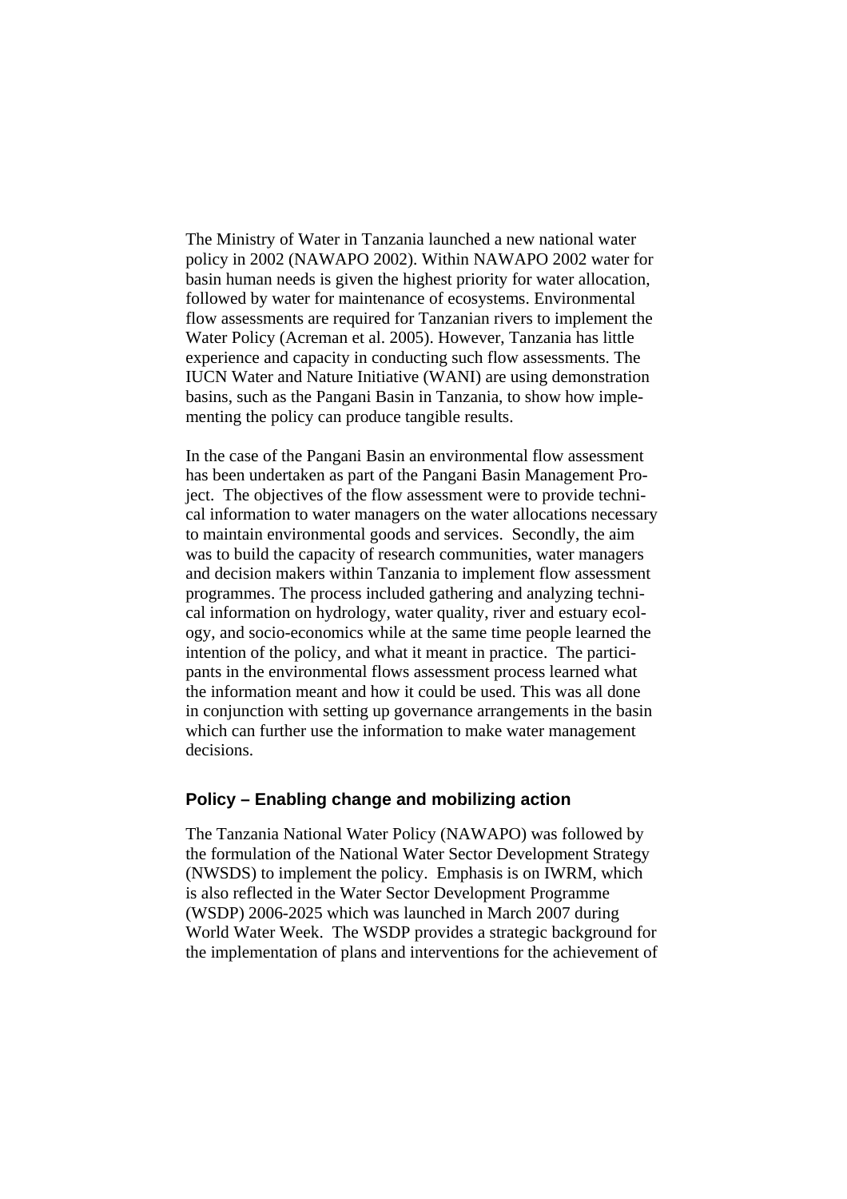The Ministry of Water in Tanzania launched a new national water policy in 2002 (NAWAPO 2002). Within NAWAPO 2002 water for basin human needs is given the highest priority for water allocation, followed by water for maintenance of ecosystems. Environmental flow assessments are required for Tanzanian rivers to implement the Water Policy (Acreman et al. 2005). However, Tanzania has little experience and capacity in conducting such flow assessments. The IUCN Water and Nature Initiative (WANI) are using demonstration basins, such as the Pangani Basin in Tanzania, to show how implementing the policy can produce tangible results.

In the case of the Pangani Basin an environmental flow assessment has been undertaken as part of the Pangani Basin Management Project. The objectives of the flow assessment were to provide technical information to water managers on the water allocations necessary to maintain environmental goods and services. Secondly, the aim was to build the capacity of research communities, water managers and decision makers within Tanzania to implement flow assessment programmes. The process included gathering and analyzing technical information on hydrology, water quality, river and estuary ecology, and socio-economics while at the same time people learned the intention of the policy, and what it meant in practice. The participants in the environmental flows assessment process learned what the information meant and how it could be used. This was all done in conjunction with setting up governance arrangements in the basin which can further use the information to make water management decisions.

### Policy – Enabling change and mobilizing action

The Tanzania National Water Policy (NAWAPO) was followed by the formulation of the National Water Sector Development Strategy (NWSDS) to implement the policy. Emphasis is on IWRM, which is also reflected in the Water Sector Development Programme (WSDP) 2006-2025 which was launched in March 2007 during World Water Week. The WSDP provides a strategic background for the implementation of plans and interventions for the achievement of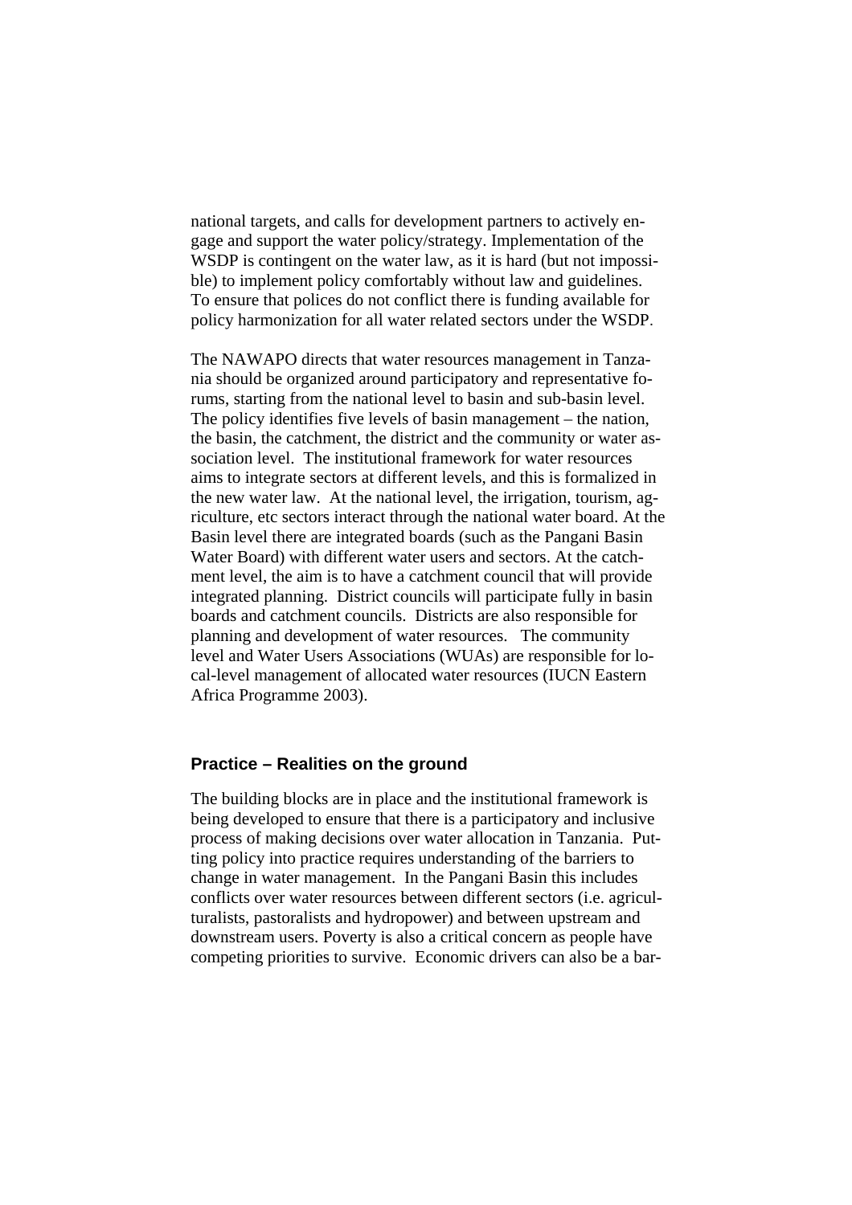national targets, and calls for development partners to actively engage and support the water policy/strategy. Implementation of the WSDP is contingent on the water law, as it is hard (but not impossible) to implement policy comfortably without law and guidelines. To ensure that polices do not conflict there is funding available for policy harmonization for all water related sectors under the WSDP.

The NAWAPO directs that water resources management in Tanzania should be organized around participatory and representative forums, starting from the national level to basin and sub-basin level. The policy identifies five levels of basin management – the nation, the basin, the catchment, the district and the community or water association level. The institutional framework for water resources aims to integrate sectors at different levels, and this is formalized in the new water law. At the national level, the irrigation, tourism, agriculture, etc sectors interact through the national water board. At the Basin level there are integrated boards (such as the Pangani Basin Water Board) with different water users and sectors. At the catchment level, the aim is to have a catchment council that will provide integrated planning. District councils will participate fully in basin boards and catchment councils. Districts are also responsible for planning and development of water resources. The community level and Water Users Associations (WUAs) are responsible for local-level management of allocated water resources (IUCN Eastern Africa Programme 2003).

## Practice – Realities on the ground

The building blocks are in place and the institutional framework is being developed to ensure that there is a participatory and inclusive process of making decisions over water allocation in Tanzania. Putting policy into practice requires understanding of the barriers to change in water management. In the Pangani Basin this includes conflicts over water resources between different sectors (i.e. agriculturalists, pastoralists and hydropower) and between upstream and downstream users. Poverty is also a critical concern as people have competing priorities to survive. Economic drivers can also be a bar-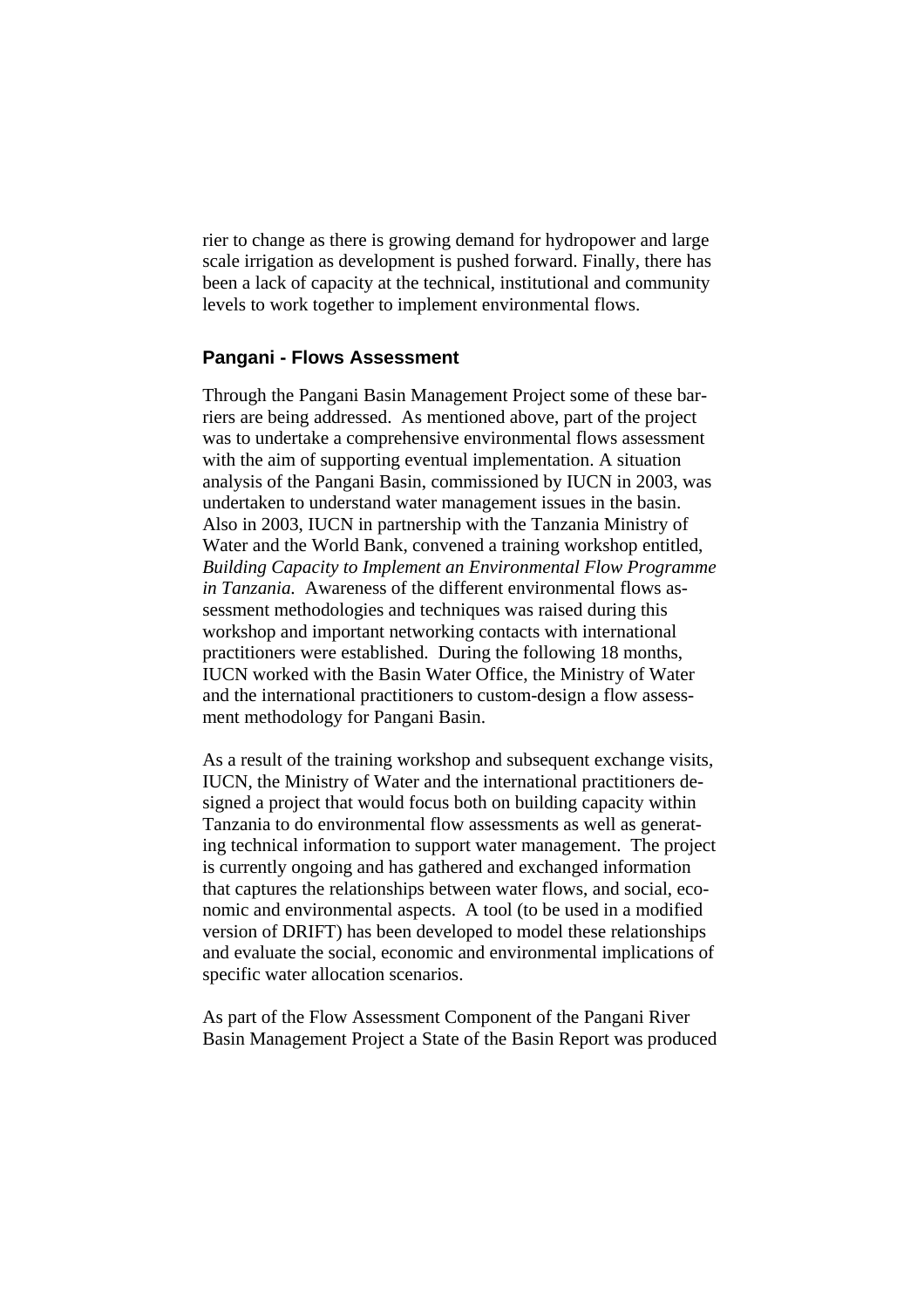rier to change as there is growing demand for hydropower and large scale irrigation as development is pushed forward. Finally, there has been a lack of capacity at the technical, institutional and community levels to work together to implement environmental flows.

### Pangani - Flows Assessment

Through the Pangani Basin Management Project some of these barriers are being addressed. As mentioned above, part of the project was to undertake a comprehensive environmental flows assessment with the aim of supporting eventual implementation. A situation analysis of the Pangani Basin, commissioned by IUCN in 2003, was undertaken to understand water management issues in the basin. Also in 2003, IUCN in partnership with the Tanzania Ministry of Water and the World Bank, convened a training workshop entitled, *Building Capacity to Implement an Environmental Flow Programme in Tanzania.* Awareness of the different environmental flows assessment methodologies and techniques was raised during this workshop and important networking contacts with international practitioners were established. During the following 18 months, IUCN worked with the Basin Water Office, the Ministry of Water and the international practitioners to custom-design a flow assessment methodology for Pangani Basin.

As a result of the training workshop and subsequent exchange visits, IUCN, the Ministry of Water and the international practitioners designed a project that would focus both on building capacity within Tanzania to do environmental flow assessments as well as generating technical information to support water management. The project is currently ongoing and has gathered and exchanged information that captures the relationships between water flows, and social, economic and environmental aspects. A tool (to be used in a modified version of DRIFT) has been developed to model these relationships and evaluate the social, economic and environmental implications of specific water allocation scenarios.

As part of the Flow Assessment Component of the Pangani River Basin Management Project a State of the Basin Report was produced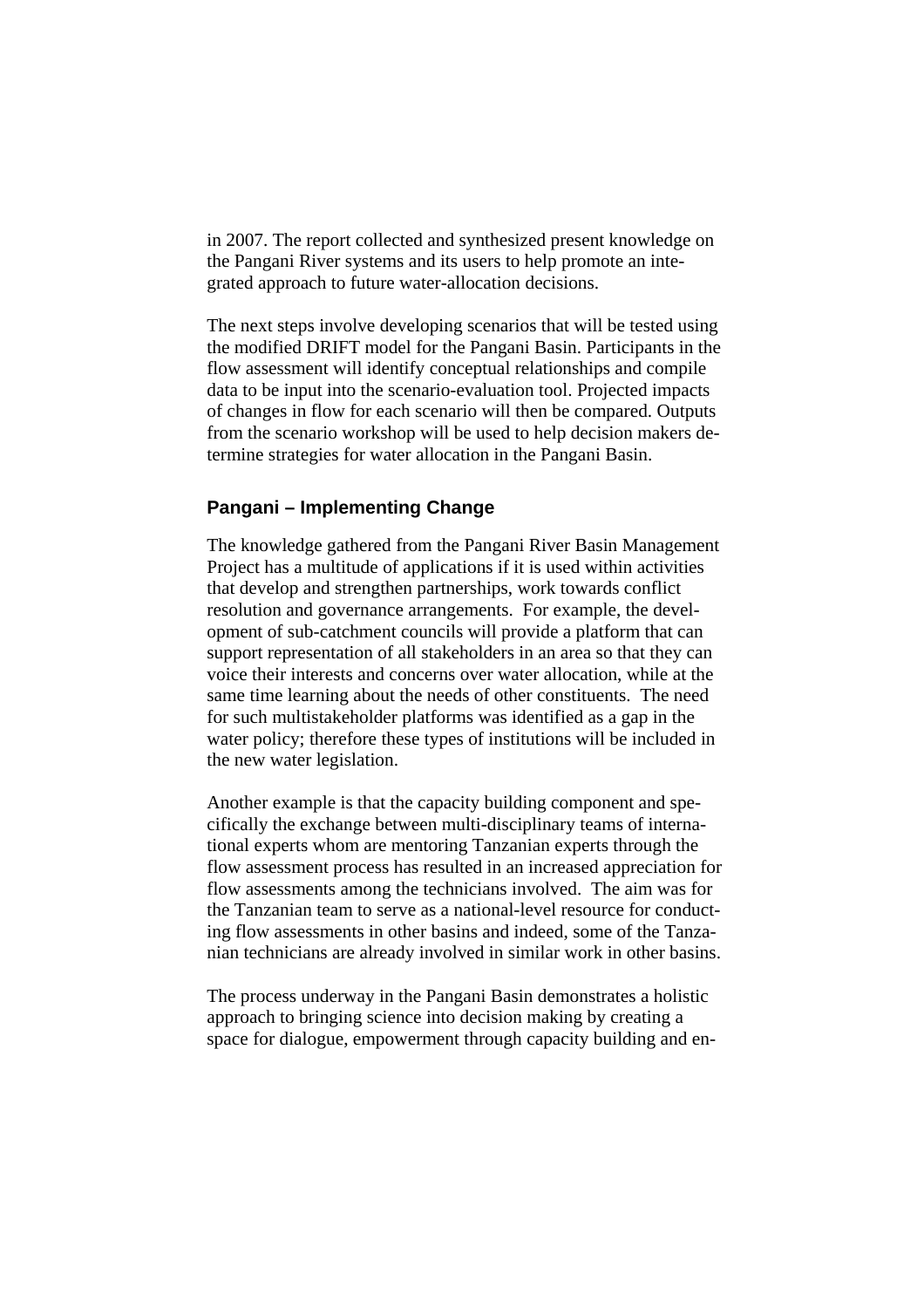in 2007. The report collected and synthesized present knowledge on the Pangani River systems and its users to help promote an integrated approach to future water-allocation decisions.

The next steps involve developing scenarios that will be tested using the modified DRIFT model for the Pangani Basin. Participants in the flow assessment will identify conceptual relationships and compile data to be input into the scenario-evaluation tool. Projected impacts of changes in flow for each scenario will then be compared. Outputs from the scenario workshop will be used to help decision makers determine strategies for water allocation in the Pangani Basin.

### Pangani – Implementing Change

The knowledge gathered from the Pangani River Basin Management Project has a multitude of applications if it is used within activities that develop and strengthen partnerships, work towards conflict resolution and governance arrangements. For example, the development of sub-catchment councils will provide a platform that can support representation of all stakeholders in an area so that they can voice their interests and concerns over water allocation, while at the same time learning about the needs of other constituents. The need for such multistakeholder platforms was identified as a gap in the water policy; therefore these types of institutions will be included in the new water legislation.

Another example is that the capacity building component and specifically the exchange between multi-disciplinary teams of international experts whom are mentoring Tanzanian experts through the flow assessment process has resulted in an increased appreciation for flow assessments among the technicians involved. The aim was for the Tanzanian team to serve as a national-level resource for conducting flow assessments in other basins and indeed, some of the Tanzanian technicians are already involved in similar work in other basins.

The process underway in the Pangani Basin demonstrates a holistic approach to bringing science into decision making by creating a space for dialogue, empowerment through capacity building and en-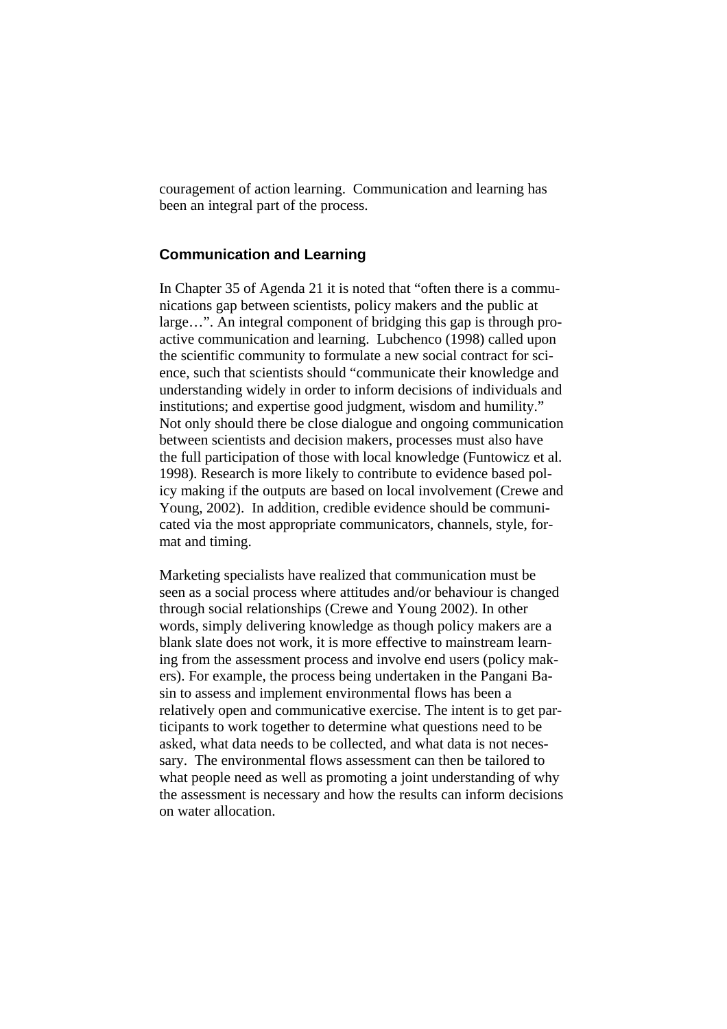couragement of action learning. Communication and learning has been an integral part of the process.

## Communication and Learning

In Chapter 35 of Agenda 21 it is noted that "often there is a communications gap between scientists, policy makers and the public at large…". An integral component of bridging this gap is through proactive communication and learning. Lubchenco (1998) called upon the scientific community to formulate a new social contract for science, such that scientists should "communicate their knowledge and understanding widely in order to inform decisions of individuals and institutions; and expertise good judgment, wisdom and humility." Not only should there be close dialogue and ongoing communication between scientists and decision makers, processes must also have the full participation of those with local knowledge (Funtowicz et al. 1998). Research is more likely to contribute to evidence based policy making if the outputs are based on local involvement (Crewe and Young, 2002). In addition, credible evidence should be communicated via the most appropriate communicators, channels, style, format and timing.

Marketing specialists have realized that communication must be seen as a social process where attitudes and/or behaviour is changed through social relationships (Crewe and Young 2002). In other words, simply delivering knowledge as though policy makers are a blank slate does not work, it is more effective to mainstream learning from the assessment process and involve end users (policy makers). For example, the process being undertaken in the Pangani Basin to assess and implement environmental flows has been a relatively open and communicative exercise. The intent is to get participants to work together to determine what questions need to be asked, what data needs to be collected, and what data is not necessary. The environmental flows assessment can then be tailored to what people need as well as promoting a joint understanding of why the assessment is necessary and how the results can inform decisions on water allocation.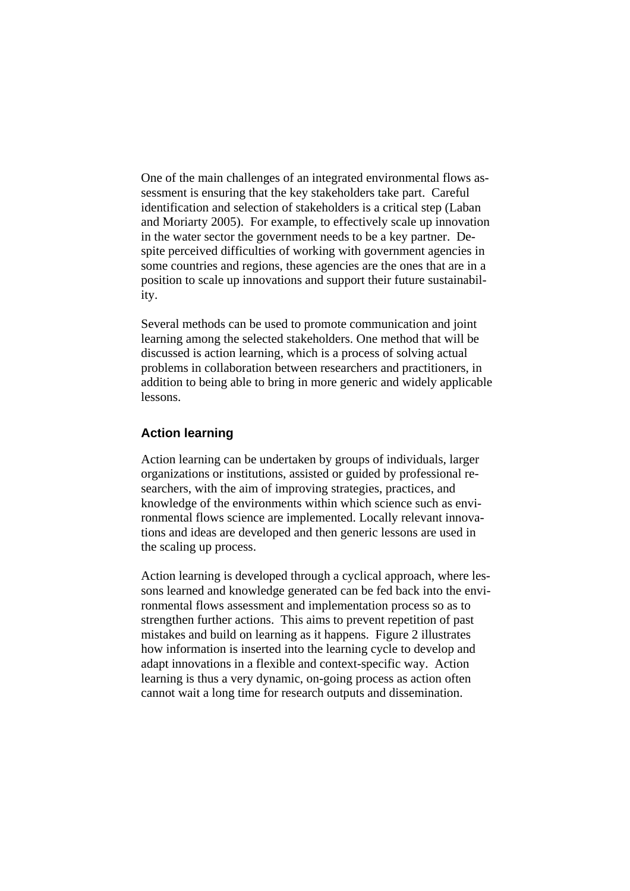One of the main challenges of an integrated environmental flows assessment is ensuring that the key stakeholders take part. Careful identification and selection of stakeholders is a critical step (Laban and Moriarty 2005). For example, to effectively scale up innovation in the water sector the government needs to be a key partner. Despite perceived difficulties of working with government agencies in some countries and regions, these agencies are the ones that are in a position to scale up innovations and support their future sustainability.

Several methods can be used to promote communication and joint learning among the selected stakeholders. One method that will be discussed is action learning, which is a process of solving actual problems in collaboration between researchers and practitioners, in addition to being able to bring in more generic and widely applicable lessons.

## Action learning

Action learning can be undertaken by groups of individuals, larger organizations or institutions, assisted or guided by professional researchers, with the aim of improving strategies, practices, and knowledge of the environments within which science such as environmental flows science are implemented. Locally relevant innovations and ideas are developed and then generic lessons are used in the scaling up process.

Action learning is developed through a cyclical approach, where lessons learned and knowledge generated can be fed back into the environmental flows assessment and implementation process so as to strengthen further actions. This aims to prevent repetition of past mistakes and build on learning as it happens. Figure 2 illustrates how information is inserted into the learning cycle to develop and adapt innovations in a flexible and context-specific way. Action learning is thus a very dynamic, on-going process as action often cannot wait a long time for research outputs and dissemination.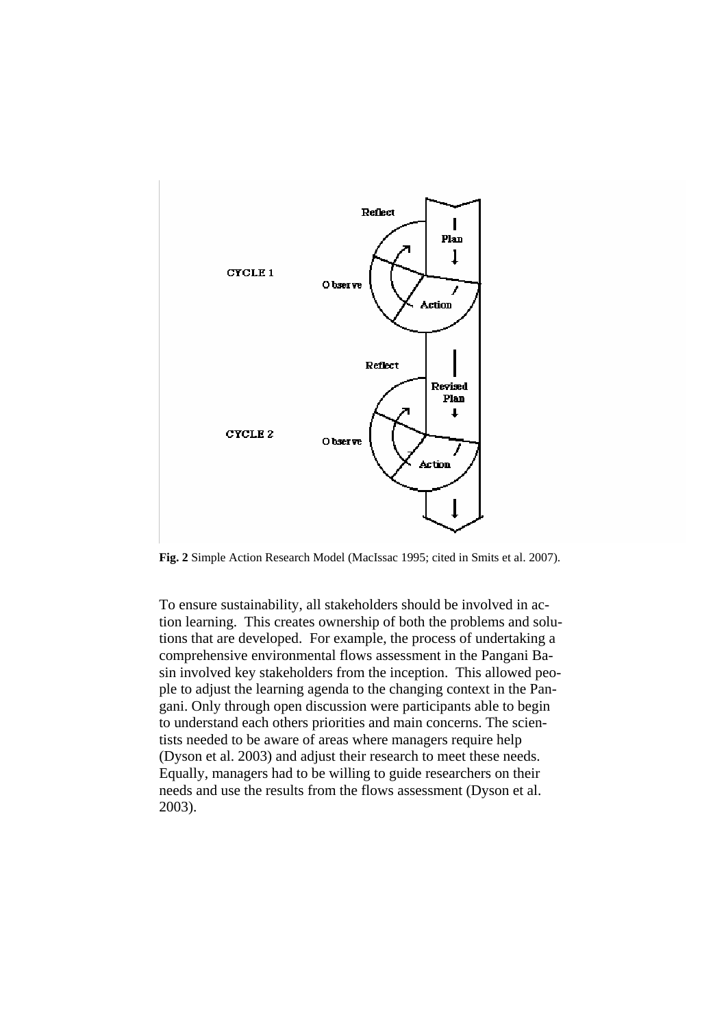**Fig. 2** Simple Action Research Model (MacIssac 1995; cited in Smits et al. 2007).

To ensure sustainability, all stakeholders should be involved in action learning. This creates ownership of both the problems and solutions that are developed. For example, the process of undertaking a comprehensive environmental flows assessment in the Pangani Basin involved key stakeholders from the inception. This allowed people to adjust the learning agenda to the changing context in the Pangani. Only through open discussion were participants able to begin to understand each others priorities and main concerns. The scientists needed to be aware of areas where managers require help (Dyson et al. 2003) and adjust their research to meet these needs. Equally, managers had to be willing to guide researchers on their needs and use the results from the flows assessment (Dyson et al. 2003).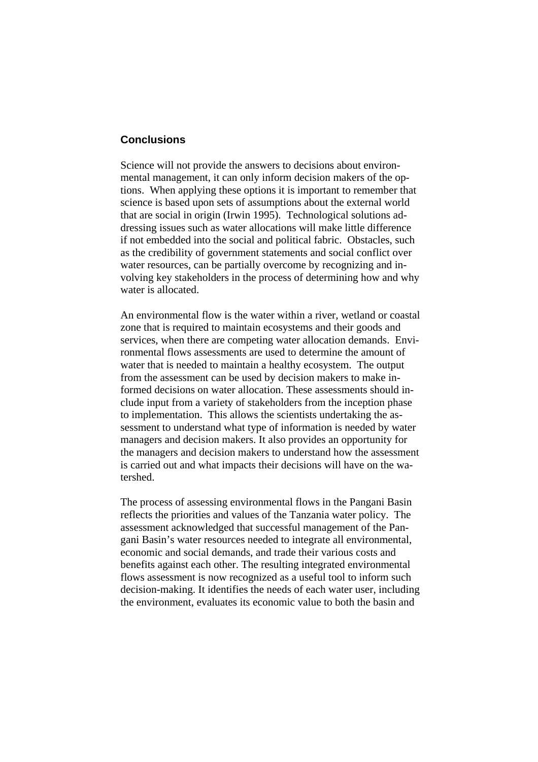## Conclusions

Science will not provide the answers to decisions about environmental management, it can only inform decision makers of the options. When applying these options it is important to remember that science is based upon sets of assumptions about the external world that are social in origin (Irwin 1995). Technological solutions addressing issues such as water allocations will make little difference if not embedded into the social and political fabric. Obstacles, such as the credibility of government statements and social conflict over water resources, can be partially overcome by recognizing and involving key stakeholders in the process of determining how and why water is allocated.

An environmental flow is the water within a river, wetland or coastal zone that is required to maintain ecosystems and their goods and services, when there are competing water allocation demands. Environmental flows assessments are used to determine the amount of water that is needed to maintain a healthy ecosystem. The output from the assessment can be used by decision makers to make informed decisions on water allocation. These assessments should include input from a variety of stakeholders from the inception phase to implementation. This allows the scientists undertaking the assessment to understand what type of information is needed by water managers and decision makers. It also provides an opportunity for the managers and decision makers to understand how the assessment is carried out and what impacts their decisions will have on the watershed.

The process of assessing environmental flows in the Pangani Basin reflects the priorities and values of the Tanzania water policy. The assessment acknowledged that successful management of the Pangani Basin's water resources needed to integrate all environmental, economic and social demands, and trade their various costs and benefits against each other. The resulting integrated environmental flows assessment is now recognized as a useful tool to inform such decision-making. It identifies the needs of each water user, including the environment, evaluates its economic value to both the basin and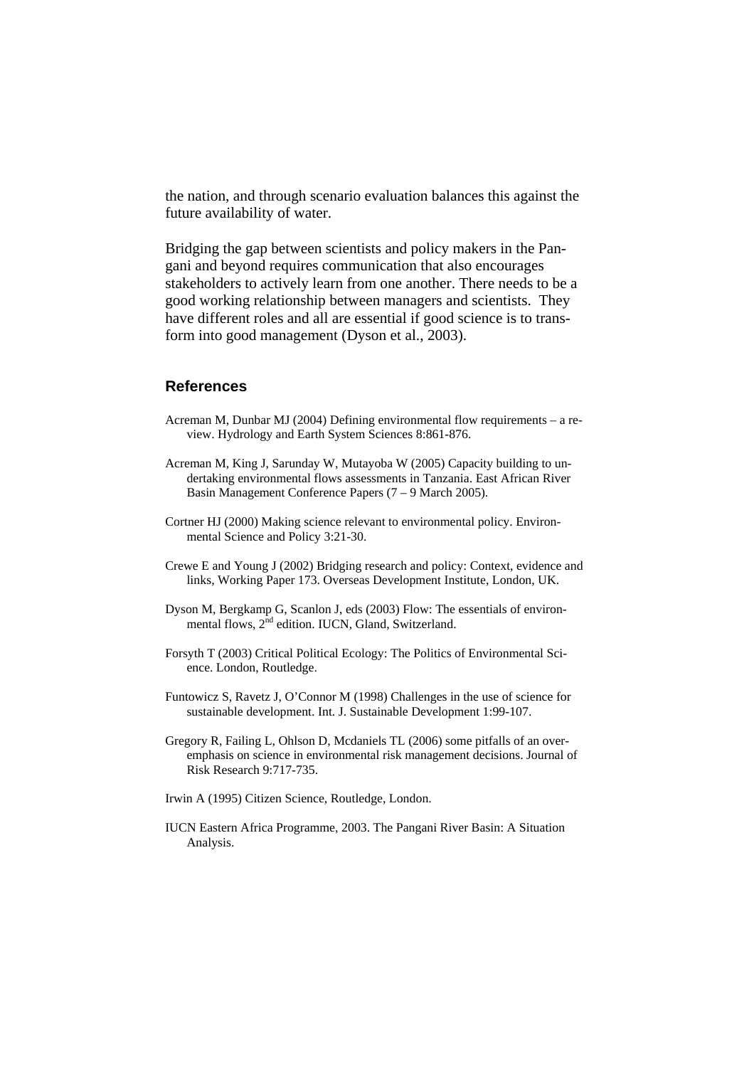the nation, and through scenario evaluation balances this against the future availability of water.

Bridging the gap between scientists and policy makers in the Pangani and beyond requires communication that also encourages stakeholders to actively learn from one another. There needs to be a good working relationship between managers and scientists. They have different roles and all are essential if good science is to transform into good management (Dyson et al., 2003).

## References

Acreman M, Dunbar MJ (2004) Defining environmental flow requirements – a review. Hydrology and Earth System Sciences 8:861-876.

Acreman M, King J, Sarunday W, Mutayoba W (2005) Capacity building to undertaking environmental flows assessments in Tanzania. East African River Basin Management Conference Papers (7 – 9 March 2005).

Cortner HJ (2000) Making science relevant to environmental policy. Environmental Science and Policy 3:21-30.

Crewe E and Young J (2002) Bridging research and policy: Context, evidence and links, Working Paper 173. Overseas Development Institute, London, UK.

Dyson M, Bergkamp G, Scanlon J, eds (2003) Flow: The essentials of environmental flows, 2nd edition. IUCN, Gland, Switzerland.

Forsyth T (2003) Critical Political Ecology: The Politics of Environmental Science. London, Routledge.

Funtowicz S, Ravetz J, O'Connor M (1998) Challenges in the use of science for sustainable development. Int. J. Sustainable Development 1:99-107.

Gregory R, Failing L, Ohlson D, Mcdaniels TL (2006) some pitfalls of an overemphasis on science in environmental risk management decisions. Journal of Risk Research 9:717-735.

Irwin A (1995) Citizen Science, Routledge, London.

IUCN Eastern Africa Programme, 2003. The Pangani River Basin: A Situation Analysis.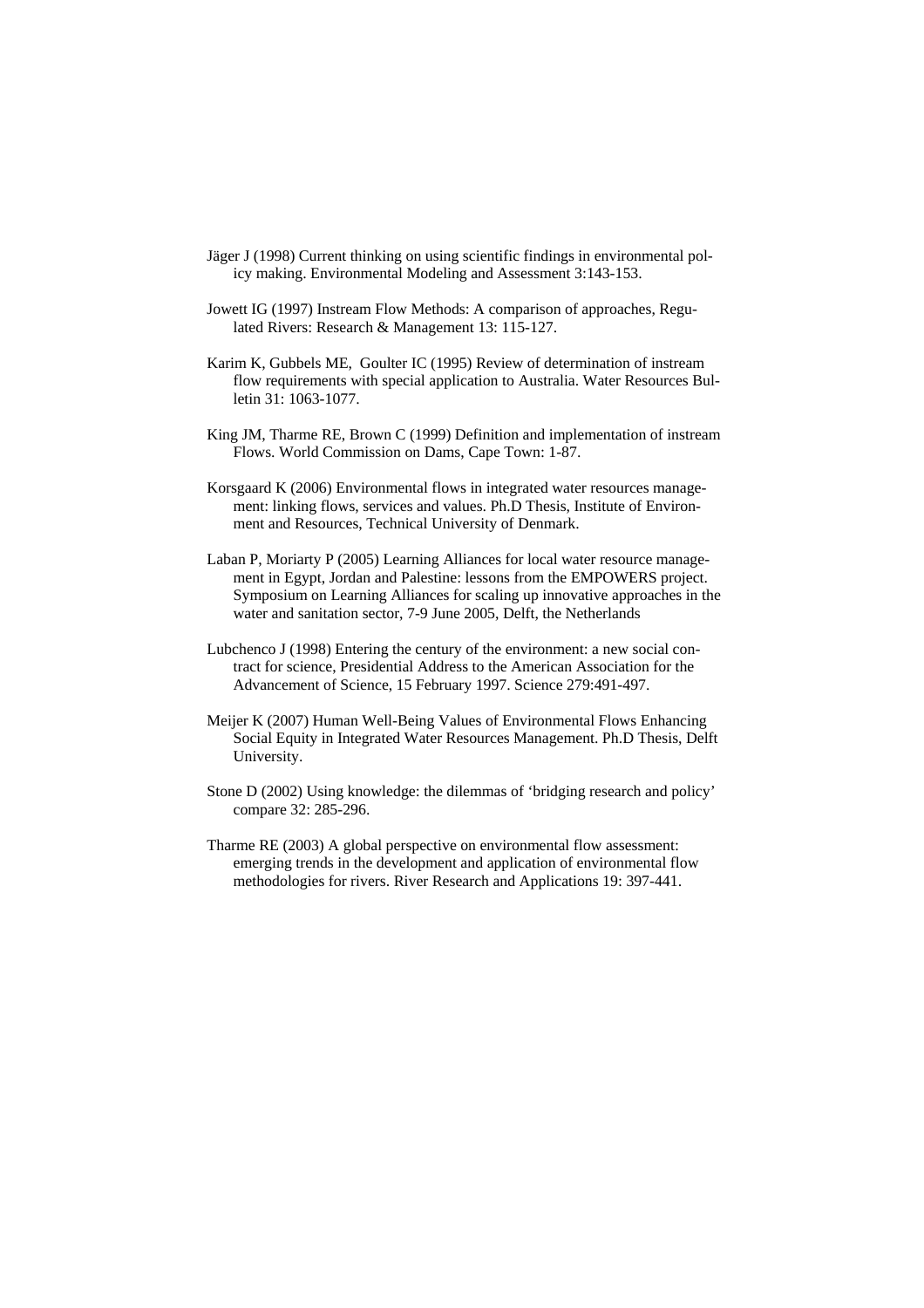Jäger J (1998) Current thinking on using scientific findings in environmental policy making. Environmental Modeling and Assessment 3:143-153.

Jowett IG (1997) Instream Flow Methods: A comparison of approaches, Regulated Rivers: Research & Management 13: 115-127.

Karim K, Gubbels ME, Goulter IC (1995) Review of determination of instream flow requirements with special application to Australia. Water Resources Bulletin 31: 1063-1077.

King JM, Tharme RE, Brown C (1999) Definition and implementation of instream Flows. World Commission on Dams, Cape Town: 1-87.

Korsgaard K (2006) Environmental flows in integrated water resources management: linking flows, services and values. Ph.D Thesis, Institute of Environment and Resources, Technical University of Denmark.

Laban P, Moriarty P (2005) Learning Alliances for local water resource management in Egypt, Jordan and Palestine: lessons from the EMPOWERS project. Symposium on Learning Alliances for scaling up innovative approaches in the water and sanitation sector, 7-9 June 2005, Delft, the Netherlands

Lubchenco J (1998) Entering the century of the environment: a new social contract for science, Presidential Address to the American Association for the Advancement of Science, 15 February 1997. Science 279:491-497.

Meijer K (2007) Human Well-Being Values of Environmental Flows Enhancing Social Equity in Integrated Water Resources Management. Ph.D Thesis, Delft University.

Stone D (2002) Using knowledge: the dilemmas of 'bridging research and policy' compare 32: 285-296.

Tharme RE (2003) A global perspective on environmental flow assessment: emerging trends in the development and application of environmental flow methodologies for rivers. River Research and Applications 19: 397-441.